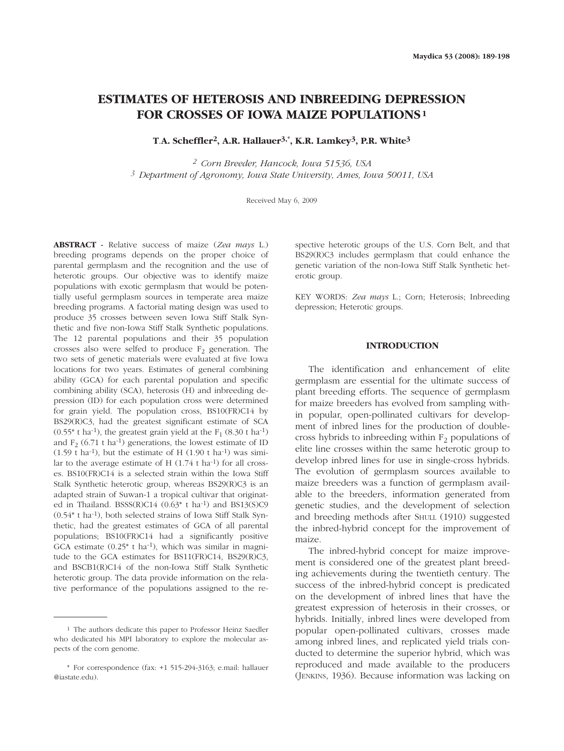# ESTIMATES OF HETEROSIS AND INBREEDING DEPRESSION FOR CROSSES OF IOWA MAIZE POPULATIONS[1]

**T.A. Scheffler[2], A.R. Hallauer[3,*], K.R. Lamkey[3], P.R. White[3]**

[2] *Corn Breeder, Hancock, Iowa 51536, USA*
[3] *Department of Agronomy, Iowa State University, Ames, Iowa 50011, USA*

Received May 6, 2009

**ABSTRACT** - Relative success of maize (*Zea mays* L.) breeding programs depends on the proper choice of parental germplasm and the recognition and the use of heterotic groups. Our objective was to identify maize populations with exotic germplasm that would be potentially useful germplasm sources in temperate area maize breeding programs. A factorial mating design was used to produce 35 crosses between seven Iowa Stiff Stalk Synthetic and five non-Iowa Stiff Stalk Synthetic populations. The 12 parental populations and their 35 population crosses also were selfed to produce $F_2$ generation. The two sets of genetic materials were evaluated at five Iowa locations for two years. Estimates of general combining ability (GCA) for each parental population and specific combining ability (SCA), heterosis (H) and inbreeding depression (ID) for each population cross were determined for grain yield. The population cross, BS10(FR)C14 by BS29(R)C3, had the greatest significant estimate of SCA (0.55* t ha$^{-1}$), the greatest grain yield at the $F_1$ (8.30 t ha$^{-1}$) and $F_2$ (6.71 t ha$^{-1}$) generations, the lowest estimate of ID (1.59 t ha$^{-1}$), but the estimate of H (1.90 t ha$^{-1}$) was similar to the average estimate of H (1.74 t ha$^{-1}$) for all crosses. BS10(FR)C14 is a selected strain within the Iowa Stiff Stalk Synthetic heterotic group, whereas BS29(R)C3 is an adapted strain of Suwan-1 a tropical cultivar that originated in Thailand. BSSS(R)C14 (0.63* t ha$^{-1}$) and BS13(S)C9 (0.54* t ha$^{-1}$), both selected strains of Iowa Stiff Stalk Synthetic, had the greatest estimates of GCA of all parental populations; BS10(FR)C14 had a significantly positive GCA estimate (0.25* t ha$^{-1}$), which was similar in magnitude to the GCA estimates for BS11(FR)C14, BS29(R)C3, and BSCB1(R)C14 of the non-Iowa Stiff Stalk Synthetic heterotic group. The data provide information on the relative performance of the populations assigned to the respective heterotic groups of the U.S. Corn Belt, and that BS29(R)C3 includes germplasm that could enhance the genetic variation of the non-Iowa Stiff Stalk Synthetic heterotic group.

KEY WORDS: *Zea mays* L.; Corn; Heterosis; Inbreeding depression; Heterotic groups.

## INTRODUCTION

The identification and enhancement of elite germplasm are essential for the ultimate success of plant breeding efforts. The sequence of germplasm for maize breeders has evolved from sampling within popular, open-pollinated cultivars for development of inbred lines for the production of double-cross hybrids to inbreeding within $F_2$ populations of elite line crosses within the same heterotic group to develop inbred lines for use in single-cross hybrids. The evolution of germplasm sources available to maize breeders was a function of germplasm available to the breeders, information generated from genetic studies, and the development of selection and breeding methods after Shull (1910) suggested the inbred-hybrid concept for the improvement of maize.

The inbred-hybrid concept for maize improvement is considered one of the greatest plant breeding achievements during the twentieth century. The success of the inbred-hybrid concept is predicated on the development of inbred lines that have the greatest expression of heterosis in their crosses, or hybrids. Initially, inbred lines were developed from popular open-pollinated cultivars, crosses made among inbred lines, and replicated yield trials conducted to determine the superior hybrid, which was reproduced and made available to the producers (Jenkins, 1936). Because information was lacking on

[1] The authors dedicate this paper to Professor Heinz Saedler who dedicated his MPI laboratory to explore the molecular aspects of the corn genome.

[*] For correspondence (fax: +1 515-294-3163; e.mail: hallauer @iastate.edu).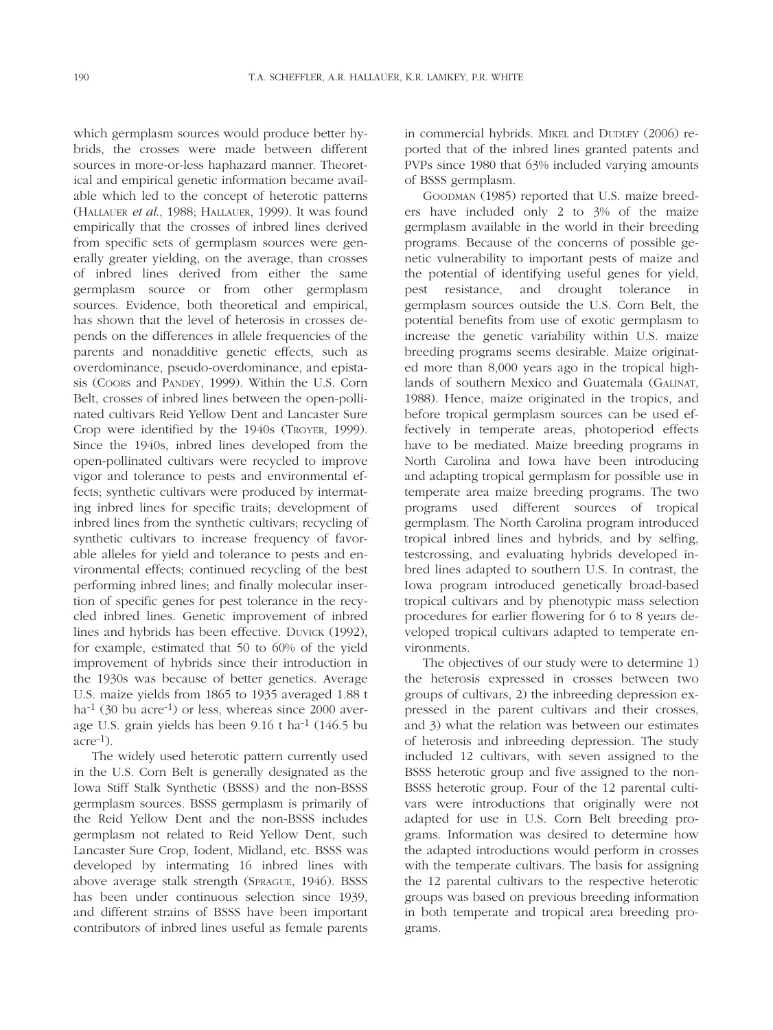which germplasm sources would produce better hybrids, the crosses were made between different sources in more-or-less haphazard manner. Theoretical and empirical genetic information became available which led to the concept of heterotic patterns (Hallauer *et al.*, 1988; Hallauer, 1999). It was found empirically that the crosses of inbred lines derived from specific sets of germplasm sources were generally greater yielding, on the average, than crosses of inbred lines derived from either the same germplasm source or from other germplasm sources. Evidence, both theoretical and empirical, has shown that the level of heterosis in crosses depends on the differences in allele frequencies of the parents and nonadditive genetic effects, such as overdominance, pseudo-overdominance, and epistasis (Coors and Pandey, 1999). Within the U.S. Corn Belt, crosses of inbred lines between the open-pollinated cultivars Reid Yellow Dent and Lancaster Sure Crop were identified by the 1940s (Troyer, 1999). Since the 1940s, inbred lines developed from the open-pollinated cultivars were recycled to improve vigor and tolerance to pests and environmental effects; synthetic cultivars were produced by intermating inbred lines for specific traits; development of inbred lines from the synthetic cultivars; recycling of synthetic cultivars to increase frequency of favorable alleles for yield and tolerance to pests and environmental effects; continued recycling of the best performing inbred lines; and finally molecular insertion of specific genes for pest tolerance in the recycled inbred lines. Genetic improvement of inbred lines and hybrids has been effective. Duvick (1992), for example, estimated that 50 to 60% of the yield improvement of hybrids since their introduction in the 1930s was because of better genetics. Average U.S. maize yields from 1865 to 1935 averaged 1.88 t ha$^{-1}$ (30 bu acre$^{-1}$) or less, whereas since 2000 average U.S. grain yields has been 9.16 t ha$^{-1}$ (146.5 bu acre$^{-1}$).

The widely used heterotic pattern currently used in the U.S. Corn Belt is generally designated as the Iowa Stiff Stalk Synthetic (BSSS) and the non-BSSS germplasm sources. BSSS germplasm is primarily of the Reid Yellow Dent and the non-BSSS includes germplasm not related to Reid Yellow Dent, such Lancaster Sure Crop, Iodent, Midland, etc. BSSS was developed by intermating 16 inbred lines with above average stalk strength (Sprague, 1946). BSSS has been under continuous selection since 1939, and different strains of BSSS have been important contributors of inbred lines useful as female parents in commercial hybrids. Mikel and Dudley (2006) reported that of the inbred lines granted patents and PVPs since 1980 that 63% included varying amounts of BSSS germplasm.

Goodman (1985) reported that U.S. maize breeders have included only 2 to 3% of the maize germplasm available in the world in their breeding programs. Because of the concerns of possible genetic vulnerability to important pests of maize and the potential of identifying useful genes for yield, pest resistance, and drought tolerance in germplasm sources outside the U.S. Corn Belt, the potential benefits from use of exotic germplasm to increase the genetic variability within U.S. maize breeding programs seems desirable. Maize originated more than 8,000 years ago in the tropical highlands of southern Mexico and Guatemala (Galinat, 1988). Hence, maize originated in the tropics, and before tropical germplasm sources can be used effectively in temperate areas, photoperiod effects have to be mediated. Maize breeding programs in North Carolina and Iowa have been introducing and adapting tropical germplasm for possible use in temperate area maize breeding programs. The two programs used different sources of tropical germplasm. The North Carolina program introduced tropical inbred lines and hybrids, and by selfing, testcrossing, and evaluating hybrids developed inbred lines adapted to southern U.S. In contrast, the Iowa program introduced genetically broad-based tropical cultivars and by phenotypic mass selection procedures for earlier flowering for 6 to 8 years developed tropical cultivars adapted to temperate environments.

The objectives of our study were to determine 1) the heterosis expressed in crosses between two groups of cultivars, 2) the inbreeding depression expressed in the parent cultivars and their crosses, and 3) what the relation was between our estimates of heterosis and inbreeding depression. The study included 12 cultivars, with seven assigned to the BSSS heterotic group and five assigned to the non-BSSS heterotic group. Four of the 12 parental cultivars were introductions that originally were not adapted for use in U.S. Corn Belt breeding programs. Information was desired to determine how the adapted introductions would perform in crosses with the temperate cultivars. The basis for assigning the 12 parental cultivars to the respective heterotic groups was based on previous breeding information in both temperate and tropical area breeding programs.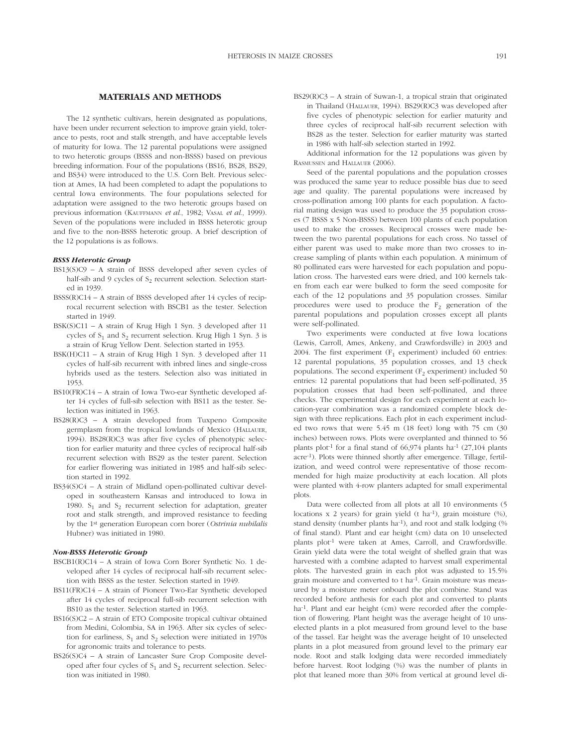## MATERIALS AND METHODS

The 12 synthetic cultivars, herein designated as populations, have been under recurrent selection to improve grain yield, tolerance to pests, root and stalk strength, and have acceptable levels of maturity for Iowa. The 12 parental populations were assigned to two heterotic groups (BSSS and non-BSSS) based on previous breeding information. Four of the populations (BS16, BS28, BS29, and BS34) were introduced to the U.S. Corn Belt. Previous selection at Ames, IA had been completed to adapt the populations to central Iowa environments. The four populations selected for adaptation were assigned to the two heterotic groups based on previous information (Kauffmann *et al.*, 1982; Vasal *et al.*, 1999). Seven of the populations were included in BSSS heterotic group and five to the non-BSSS heterotic group. A brief description of the 12 populations is as follows.

### *BSSS Heterotic Group*

- BS13(S)C9 – A strain of BSSS developed after seven cycles of half-sib and 9 cycles of $S_2$ recurrent selection. Selection started in 1939.
- BSSS(R)C14 – A strain of BSSS developed after 14 cycles of reciprocal recurrent selection with BSCB1 as the tester. Selection started in 1949.
- BSK(S)C11 – A strain of Krug High 1 Syn. 3 developed after 11 cycles of $S_1$ and $S_2$ recurrent selection. Krug High 1 Syn. 3 is a strain of Krug Yellow Dent. Selection started in 1953.
- BSK(H)C11 – A strain of Krug High 1 Syn. 3 developed after 11 cycles of half-sib recurrent with inbred lines and single-cross hybrids used as the testers. Selection also was initiated in 1953.
- BS10(FR)C14 – A strain of Iowa Two-ear Synthetic developed after 14 cycles of full-sib selection with BS11 as the tester. Selection was initiated in 1963.
- BS28(R)C3 – A strain developed from Tuxpeno Composite germplasm from the tropical lowlands of Mexico (Hallauer, 1994). BS28(R)C3 was after five cycles of phenotypic selection for earlier maturity and three cycles of reciprocal half-sib recurrent selection with BS29 as the tester parent. Selection for earlier flowering was initiated in 1985 and half-sib selection started in 1992.
- BS34(S)C4 – A strain of Midland open-pollinated cultivar developed in southeastern Kansas and introduced to Iowa in 1980. $S_1$ and $S_2$ recurrent selection for adaptation, greater root and stalk strength, and improved resistance to feeding by the 1st generation European corn borer (*Ostrinia nubilalis* Hubner) was initiated in 1980.

### *Non-BSSS Heterotic Group*

- BSCB1(R)C14 – A strain of Iowa Corn Borer Synthetic No. 1 developed after 14 cycles of reciprocal half-sib recurrent selection with BSSS as the tester. Selection started in 1949.
- BS11(FR)C14 – A strain of Pioneer Two-Ear Synthetic developed after 14 cycles of reciprocal full-sib recurrent selection with BS10 as the tester. Selection started in 1963.
- BS16(S)C2 – A strain of ETO Composite tropical cultivar obtained from Medini, Colombia, SA in 1963. After six cycles of selection for earliness, $S_1$ and $S_2$ selection were initiated in 1970s for agronomic traits and tolerance to pests.
- BS26(S)C4 – A strain of Lancaster Sure Crop Composite developed after four cycles of $S_1$ and $S_2$ recurrent selection. Selection was initiated in 1980.
- BS29(R)C3 – A strain of Suwan-1, a tropical strain that originated in Thailand (Hallauer, 1994). BS29(R)C3 was developed after five cycles of phenotypic selection for earlier maturity and three cycles of reciprocal half-sib recurrent selection with BS28 as the tester. Selection for earlier maturity was started in 1986 with half-sib selection started in 1992.

Additional information for the 12 populations was given by Rasmussen and Hallauer (2006).

Seed of the parental populations and the population crosses was produced the same year to reduce possible bias due to seed age and quality. The parental populations were increased by cross-pollination among 100 plants for each population. A factorial mating design was used to produce the 35 population crosses (7 BSSS x 5 Non-BSSS) between 100 plants of each population used to make the crosses. Reciprocal crosses were made between the two parental populations for each cross. No tassel of either parent was used to make more than two crosses to increase sampling of plants within each population. A minimum of 80 pollinated ears were harvested for each population and population cross. The harvested ears were dried, and 100 kernels taken from each ear were bulked to form the seed composite for each of the 12 populations and 35 population crosses. Similar procedures were used to produce the $F_2$ generation of the parental populations and population crosses except all plants were self-pollinated.

Two experiments were conducted at five Iowa locations (Lewis, Carroll, Ames, Ankeny, and Crawfordsville) in 2003 and 2004. The first experiment ($F_1$ experiment) included 60 entries: 12 parental populations, 35 population crosses, and 13 check populations. The second experiment ($F_2$ experiment) included 50 entries: 12 parental populations that had been self-pollinated, 35 population crosses that had been self-pollinated, and three checks. The experimental design for each experiment at each location-year combination was a randomized complete block design with three replications. Each plot in each experiment included two rows that were 5.45 m (18 feet) long with 75 cm (30 inches) between rows. Plots were overplanted and thinned to 56 plants plot$^{-1}$ for a final stand of 66,974 plants ha$^{-1}$ (27,104 plants acre$^{-1}$). Plots were thinned shortly after emergence. Tillage, fertilization, and weed control were representative of those recommended for high maize productivity at each location. All plots were planted with 4-row planters adapted for small experimental plots.

Data were collected from all plots at all 10 environments (5 locations x 2 years) for grain yield (t ha$^{-1}$), grain moisture (%), stand density (number plants ha$^{-1}$), and root and stalk lodging (% of final stand). Plant and ear height (cm) data on 10 unselected plants plot$^{-1}$ were taken at Ames, Carroll, and Crawfordsville. Grain yield data were the total weight of shelled grain that was harvested with a combine adapted to harvest small experimental plots. The harvested grain in each plot was adjusted to 15.5% grain moisture and converted to t ha$^{-1}$. Grain moisture was measured by a moisture meter onboard the plot combine. Stand was recorded before anthesis for each plot and converted to plants ha$^{-1}$. Plant and ear height (cm) were recorded after the completion of flowering. Plant height was the average height of 10 unselected plants in a plot measured from ground level to the base of the tassel. Ear height was the average height of 10 unselected plants in a plot measured from ground level to the primary ear node. Root and stalk lodging data were recorded immediately before harvest. Root lodging (%) was the number of plants in plot that leaned more than 30% from vertical at ground level di-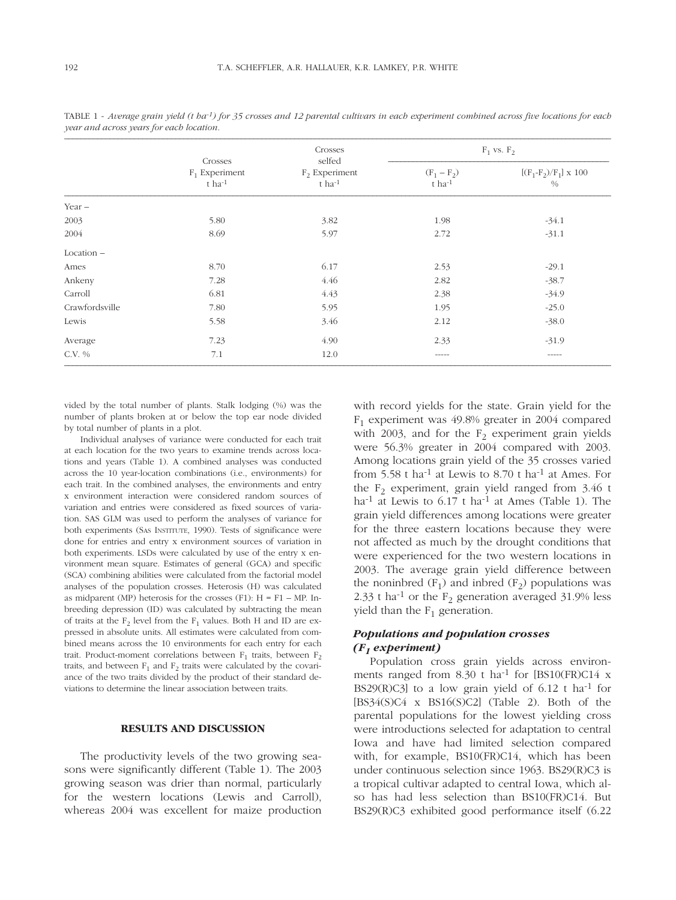TABLE 1 - *Average grain yield (t ha⁻¹) for 35 crosses and 12 parental cultivars in each experiment combined across five locations for each year and across years for each location.*

| | Crosses $F_1$ Experiment t ha$^{-1}$ | Crosses selfed $F_2$ Experiment t ha$^{-1}$ | $F_1$ vs. $F_2$ | |
|---|---|---|---|---|
| | | | $(F_1 - F_2)$ t ha$^{-1}$ | $[(F_1-F_2)/F_1] \times 100$ % |
| Year – | | | | |
| 2003 | 5.80 | 3.82 | 1.98 | -34.1 |
| 2004 | 8.69 | 5.97 | 2.72 | -31.1 |
| Location – | | | | |
| Ames | 8.70 | 6.17 | 2.53 | -29.1 |
| Ankeny | 7.28 | 4.46 | 2.82 | -38.7 |
| Carroll | 6.81 | 4.43 | 2.38 | -34.9 |
| Crawfordsville | 7.80 | 5.95 | 1.95 | -25.0 |
| Lewis | 5.58 | 3.46 | 2.12 | -38.0 |
| Average | 7.23 | 4.90 | 2.33 | -31.9 |
| C.V. % | 7.1 | 12.0 | ----- | ----- |

vided by the total number of plants. Stalk lodging (%) was the number of plants broken at or below the top ear node divided by total number of plants in a plot.

Individual analyses of variance were conducted for each trait at each location for the two years to examine trends across locations and years (Table 1). A combined analyses was conducted across the 10 year-location combinations (i.e., environments) for each trait. In the combined analyses, the environments and entry x environment interaction were considered random sources of variation and entries were considered as fixed sources of variation. SAS GLM was used to perform the analyses of variance for both experiments (SAS INSTITUTE, 1990). Tests of significance were done for entries and entry x environment sources of variation in both experiments. LSDs were calculated by use of the entry x environment mean square. Estimates of general (GCA) and specific (SCA) combining abilities were calculated from the factorial model analyses of the population crosses. Heterosis (H) was calculated as midparent (MP) heterosis for the crosses (F1): H = F1 – MP. Inbreeding depression (ID) was calculated by subtracting the mean of traits at the $F_2$ level from the $F_1$ values. Both H and ID are expressed in absolute units. All estimates were calculated from combined means across the 10 environments for each entry for each trait. Product-moment correlations between $F_1$ traits, between $F_2$ traits, and between $F_1$ and $F_2$ traits were calculated by the covariance of the two traits divided by the product of their standard deviations to determine the linear association between traits.

## RESULTS AND DISCUSSION

The productivity levels of the two growing seasons were significantly different (Table 1). The 2003 growing season was drier than normal, particularly for the western locations (Lewis and Carroll), whereas 2004 was excellent for maize production with record yields for the state. Grain yield for the $F_1$ experiment was 49.8% greater in 2004 compared with 2003, and for the $F_2$ experiment grain yields were 56.3% greater in 2004 compared with 2003. Among locations grain yield of the 35 crosses varied from 5.58 t ha$^{-1}$ at Lewis to 8.70 t ha$^{-1}$ at Ames. For the $F_2$ experiment, grain yield ranged from 3.46 t ha$^{-1}$ at Lewis to 6.17 t ha$^{-1}$ at Ames (Table 1). The grain yield differences among locations were greater for the three eastern locations because they were not affected as much by the drought conditions that were experienced for the two western locations in 2003. The average grain yield difference between the noninbred ($F_1$) and inbred ($F_2$) populations was 2.33 t ha$^{-1}$ or the $F_2$ generation averaged 31.9% less yield than the $F_1$ generation.

### *Populations and population crosses ($F_1$ experiment)*

Population cross grain yields across environments ranged from 8.30 t ha$^{-1}$ for [BS10(FR)C14 x BS29(R)C3] to a low grain yield of 6.12 t ha$^{-1}$ for [BS34(S)C4 x BS16(S)C2] (Table 2). Both of the parental populations for the lowest yielding cross were introductions selected for adaptation to central Iowa and have had limited selection compared with, for example, BS10(FR)C14, which has been under continuous selection since 1963. BS29(R)C3 is a tropical cultivar adapted to central Iowa, which also has had less selection than BS10(FR)C14. But BS29(R)C3 exhibited good performance itself (6.22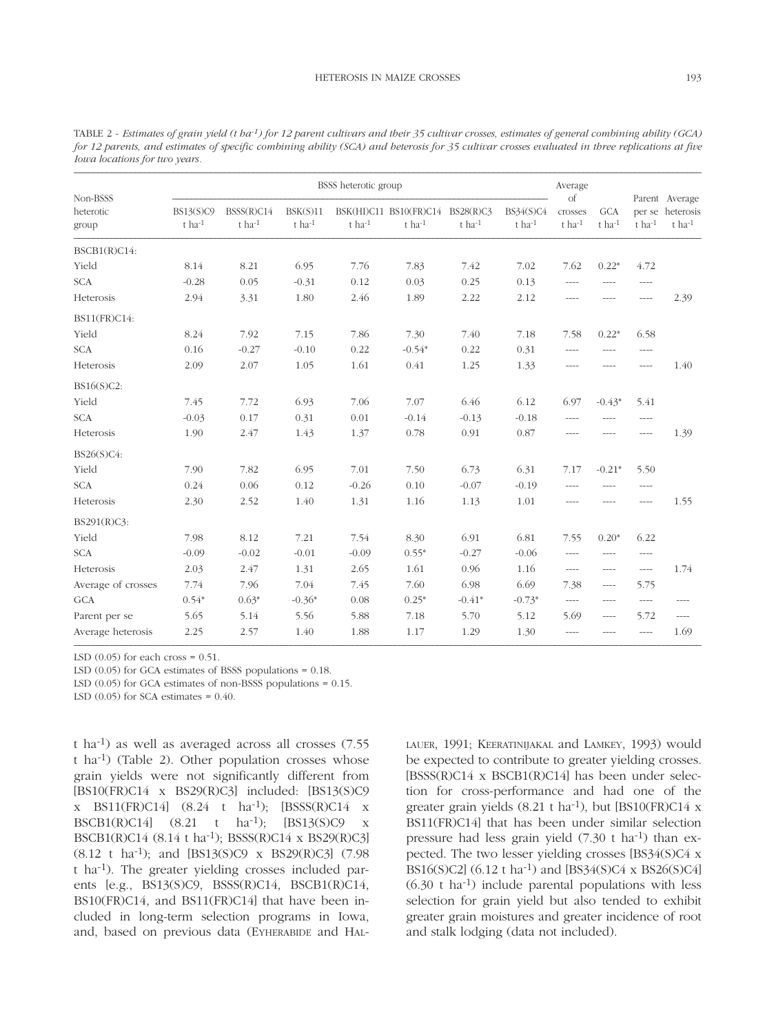TABLE 2 - *Estimates of grain yield (t ha⁻¹) for 12 parent cultivars and their 35 cultivar crosses, estimates of general combining ability (GCA) for 12 parents, and estimates of specific combining ability (SCA) and heterosis for 35 cultivar crosses evaluated in three replications at five Iowa locations for two years.*

| Non-BSSS heterotic group | BSSS heterotic group | | | | | | | Average of crosses | GCA | Parent per se | Average heterosis |
|---|---|---|---|---|---|---|---|---|---|---|---|
| | BS13(S)C9 $t\ ha^{-1}$ | BSSS(R)C14 $t\ ha^{-1}$ | BSK(S)11 $t\ ha^{-1}$ | BSK(HI)C11 $t\ ha^{-1}$ | BS10(FR)C14 $t\ ha^{-1}$ | BS28(R)C3 $t\ ha^{-1}$ | BS34(S)C4 $t\ ha^{-1}$ | $t\ ha^{-1}$ | $t\ ha^{-1}$ | $t\ ha^{-1}$ | $t\ ha^{-1}$ |
| BSCB1(R)C14: | | | | | | | | | | | |
| Yield | 8.14 | 8.21 | 6.95 | 7.76 | 7.83 | 7.42 | 7.02 | 7.62 | 0.22* | 4.72 | |
| SCA | -0.28 | 0.05 | -0.31 | 0.12 | 0.03 | 0.25 | 0.13 | ---- | ---- | ---- | |
| Heterosis | 2.94 | 3.31 | 1.80 | 2.46 | 1.89 | 2.22 | 2.12 | ---- | ---- | ---- | 2.39 |
| BS11(FR)C14: | | | | | | | | | | | |
| Yield | 8.24 | 7.92 | 7.15 | 7.86 | 7.30 | 7.40 | 7.18 | 7.58 | 0.22* | 6.58 | |
| SCA | 0.16 | -0.27 | -0.10 | 0.22 | -0.54* | 0.22 | 0.31 | ---- | ---- | ---- | |
| Heterosis | 2.09 | 2.07 | 1.05 | 1.61 | 0.41 | 1.25 | 1.33 | ---- | ---- | ---- | 1.40 |
| BS16(S)C2: | | | | | | | | | | | |
| Yield | 7.45 | 7.72 | 6.93 | 7.06 | 7.07 | 6.46 | 6.12 | 6.97 | -0.43* | 5.41 | |
| SCA | -0.03 | 0.17 | 0.31 | 0.01 | -0.14 | -0.13 | -0.18 | ---- | ---- | ---- | |
| Heterosis | 1.90 | 2.47 | 1.43 | 1.37 | 0.78 | 0.91 | 0.87 | ---- | ---- | ---- | 1.39 |
| BS26(S)C4: | | | | | | | | | | | |
| Yield | 7.90 | 7.82 | 6.95 | 7.01 | 7.50 | 6.73 | 6.31 | 7.17 | -0.21* | 5.50 | |
| SCA | 0.24 | 0.06 | 0.12 | -0.26 | 0.10 | -0.07 | -0.19 | ---- | ---- | ---- | |
| Heterosis | 2.30 | 2.52 | 1.40 | 1.31 | 1.16 | 1.13 | 1.01 | ---- | ---- | ---- | 1.55 |
| BS291(R)C3: | | | | | | | | | | | |
| Yield | 7.98 | 8.12 | 7.21 | 7.54 | 8.30 | 6.91 | 6.81 | 7.55 | 0.20* | 6.22 | |
| SCA | -0.09 | -0.02 | -0.01 | -0.09 | 0.55* | -0.27 | -0.06 | ---- | ---- | ---- | |
| Heterosis | 2.03 | 2.47 | 1.31 | 2.65 | 1.61 | 0.96 | 1.16 | ---- | ---- | ---- | 1.74 |
| Average of crosses | 7.74 | 7.96 | 7.04 | 7.45 | 7.60 | 6.98 | 6.69 | 7.38 | ---- | 5.75 | |
| GCA | 0.54* | 0.63* | -0.36* | 0.08 | 0.25* | -0.41* | -0.73* | ---- | ---- | ---- | ---- |
| Parent per se | 5.65 | 5.14 | 5.56 | 5.88 | 7.18 | 5.70 | 5.12 | 5.69 | ---- | 5.72 | ---- |
| Average heterosis | 2.25 | 2.57 | 1.40 | 1.88 | 1.17 | 1.29 | 1.30 | ---- | ---- | ---- | 1.69 |

LSD (0.05) for each cross = 0.51.

LSD (0.05) for GCA estimates of BSSS populations = 0.18.

LSD (0.05) for GCA estimates of non-BSSS populations = 0.15.

LSD (0.05) for SCA estimates = 0.40.

t ha⁻¹) as well as averaged across all crosses (7.55 t ha⁻¹) (Table 2). Other population crosses whose grain yields were not significantly different from [BS10(FR)C14 x BS29(R)C3] included: [BS13(S)C9 x BS11(FR)C14] (8.24 t ha⁻¹); [BSSS(R)C14 x BSCB1(R)C14] (8.21 t ha⁻¹); [BS13(S)C9 x BSCB1(R)C14 (8.14 t ha⁻¹); BSSS(R)C14 x BS29(R)C3] (8.12 t ha⁻¹); and [BS13(S)C9 x BS29(R)C3] (7.98 t ha⁻¹). The greater yielding crosses included parents [e.g., BS13(S)C9, BSSS(R)C14, BSCB1(R)C14, BS10(FR)C14, and BS11(FR)C14] that have been included in long-term selection programs in Iowa, and, based on previous data (EYHERABIDE and HALLAUER, 1991; KEERATINIJAKAL and LAMKEY, 1993) would be expected to contribute to greater yielding crosses. [BSSS(R)C14 x BSCB1(R)C14] has been under selection for cross-performance and had one of the greater grain yields (8.21 t ha⁻¹), but [BS10(FR)C14 x BS11(FR)C14] that has been under similar selection pressure had less grain yield (7.30 t ha⁻¹) than expected. The two lesser yielding crosses [BS34(S)C4 x BS16(S)C2] (6.12 t ha⁻¹) and [BS34(S)C4 x BS26(S)C4] (6.30 t ha⁻¹) include parental populations with less selection for grain yield but also tended to exhibit greater grain moistures and greater incidence of root and stalk lodging (data not included).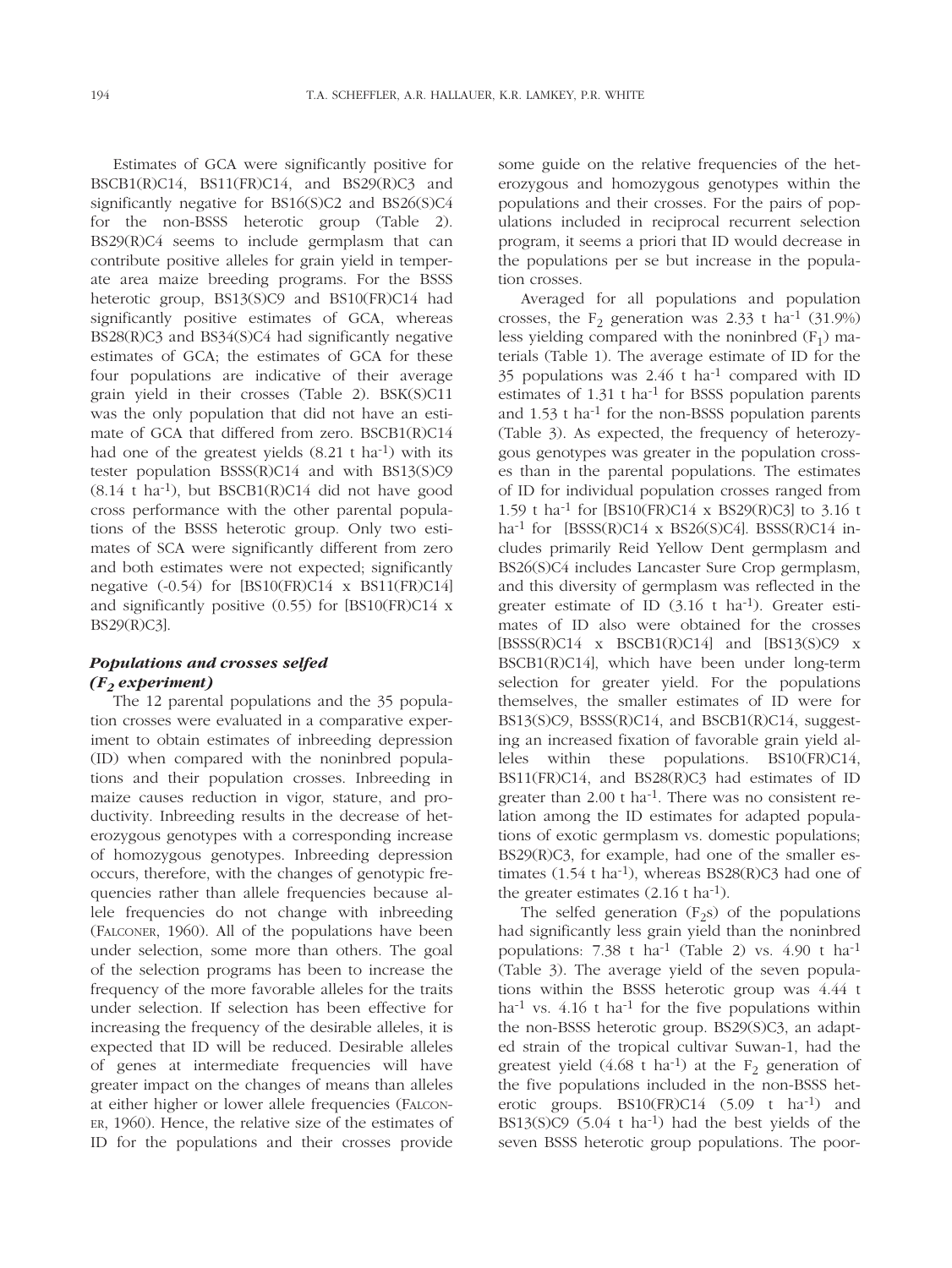Estimates of GCA were significantly positive for BSCB1(R)C14, BS11(FR)C14, and BS29(R)C3 and significantly negative for BS16(S)C2 and BS26(S)C4 for the non-BSSS heterotic group (Table 2). BS29(R)C4 seems to include germplasm that can contribute positive alleles for grain yield in temperate area maize breeding programs. For the BSSS heterotic group, BS13(S)C9 and BS10(FR)C14 had significantly positive estimates of GCA, whereas BS28(R)C3 and BS34(S)C4 had significantly negative estimates of GCA; the estimates of GCA for these four populations are indicative of their average grain yield in their crosses (Table 2). BSK(S)C11 was the only population that did not have an estimate of GCA that differed from zero. BSCB1(R)C14 had one of the greatest yields (8.21 t ha$^{-1}$) with its tester population BSSS(R)C14 and with BS13(S)C9 (8.14 t ha$^{-1}$), but BSCB1(R)C14 did not have good cross performance with the other parental populations of the BSSS heterotic group. Only two estimates of SCA were significantly different from zero and both estimates were not expected; significantly negative (-0.54) for [BS10(FR)C14 x BS11(FR)C14] and significantly positive (0.55) for [BS10(FR)C14 x BS29(R)C3].

### *Populations and crosses selfed ($F_2$ experiment)*

The 12 parental populations and the 35 population crosses were evaluated in a comparative experiment to obtain estimates of inbreeding depression (ID) when compared with the noninbred populations and their population crosses. Inbreeding in maize causes reduction in vigor, stature, and productivity. Inbreeding results in the decrease of heterozygous genotypes with a corresponding increase of homozygous genotypes. Inbreeding depression occurs, therefore, with the changes of genotypic frequencies rather than allele frequencies because allele frequencies do not change with inbreeding (Falconer, 1960). All of the populations have been under selection, some more than others. The goal of the selection programs has been to increase the frequency of the more favorable alleles for the traits under selection. If selection has been effective for increasing the frequency of the desirable alleles, it is expected that ID will be reduced. Desirable alleles of genes at intermediate frequencies will have greater impact on the changes of means than alleles at either higher or lower allele frequencies (Falconer, 1960). Hence, the relative size of the estimates of ID for the populations and their crosses provide some guide on the relative frequencies of the heterozygous and homozygous genotypes within the populations and their crosses. For the pairs of populations included in reciprocal recurrent selection program, it seems a priori that ID would decrease in the populations per se but increase in the population crosses.

Averaged for all populations and population crosses, the $F_2$ generation was 2.33 t ha$^{-1}$ (31.9%) less yielding compared with the noninbred ($F_1$) materials (Table 1). The average estimate of ID for the 35 populations was 2.46 t ha$^{-1}$ compared with ID estimates of 1.31 t ha$^{-1}$ for BSSS population parents and 1.53 t ha$^{-1}$ for the non-BSSS population parents (Table 3). As expected, the frequency of heterozygous genotypes was greater in the population crosses than in the parental populations. The estimates of ID for individual population crosses ranged from 1.59 t ha$^{-1}$ for [BS10(FR)C14 x BS29(R)C3] to 3.16 t ha$^{-1}$ for [BSSS(R)C14 x BS26(S)C4]. BSSS(R)C14 includes primarily Reid Yellow Dent germplasm and BS26(S)C4 includes Lancaster Sure Crop germplasm, and this diversity of germplasm was reflected in the greater estimate of ID (3.16 t ha$^{-1}$). Greater estimates of ID also were obtained for the crosses [BSSS(R)C14 x BSCB1(R)C14] and [BS13(S)C9 x BSCB1(R)C14], which have been under long-term selection for greater yield. For the populations themselves, the smaller estimates of ID were for BS13(S)C9, BSSS(R)C14, and BSCB1(R)C14, suggesting an increased fixation of favorable grain yield alleles within these populations. BS10(FR)C14, BS11(FR)C14, and BS28(R)C3 had estimates of ID greater than 2.00 t ha$^{-1}$. There was no consistent relation among the ID estimates for adapted populations of exotic germplasm vs. domestic populations; BS29(R)C3, for example, had one of the smaller estimates (1.54 t ha$^{-1}$), whereas BS28(R)C3 had one of the greater estimates (2.16 t ha$^{-1}$).

The selfed generation ($F_2$s) of the populations had significantly less grain yield than the noninbred populations: 7.38 t ha$^{-1}$ (Table 2) vs. 4.90 t ha$^{-1}$ (Table 3). The average yield of the seven populations within the BSSS heterotic group was 4.44 t ha$^{-1}$ vs. 4.16 t ha$^{-1}$ for the five populations within the non-BSSS heterotic group. BS29(S)C3, an adapted strain of the tropical cultivar Suwan-1, had the greatest yield (4.68 t ha$^{-1}$) at the $F_2$ generation of the five populations included in the non-BSSS heterotic groups. BS10(FR)C14 (5.09 t ha$^{-1}$) and BS13(S)C9 (5.04 t ha$^{-1}$) had the best yields of the seven BSSS heterotic group populations. The poor-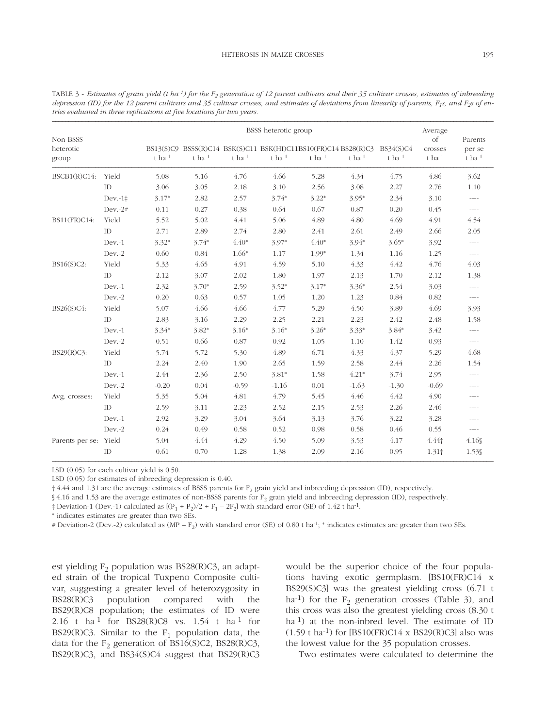TABLE 3 - *Estimates of grain yield (t ha*$^{-1}$*) for the* $F_2$ *generation of 12 parent cultivars and their 35 cultivar crosses, estimates of inbreeding depression (ID) for the 12 parent cultivars and 35 cultivar crosses, and estimates of deviations from linearity of parents,* $F_1$*s, and* $F_2$*s of entries evaluated in three replications at five locations for two years.*

| Non-BSSS heterotic group | | BSSS heterotic group | | | | | | | Average of crosses | Parents per se |
|---|---|---|---|---|---|---|---|---|---|---|
| | | BS13(S)C9 t ha$^{-1}$ | BSSS(R)C14 t ha$^{-1}$ | BSK(S)C11 t ha$^{-1}$ | BSK(HI)C11 t ha$^{-1}$ | BS10(FR)C14 t ha$^{-1}$ | BS28(R)C3 t ha$^{-1}$ | BS34(S)C4 t ha$^{-1}$ | t ha$^{-1}$ | t ha$^{-1}$ |
| BSCB1(R)C14: | Yield | 5.08 | 5.16 | 4.76 | 4.66 | 5.28 | 4.34 | 4.75 | 4.86 | 3.62 |
| | ID | 3.06 | 3.05 | 2.18 | 3.10 | 2.56 | 3.08 | 2.27 | 2.76 | 1.10 |
| | Dev.-1‡ | 3.17* | 2.82 | 2.57 | 3.74* | 3.22* | 3.95* | 2.34 | 3.10 | ---- |
| | Dev.-2# | 0.11 | 0.27 | 0.38 | 0.64 | 0.67 | 0.87 | 0.20 | 0.45 | ---- |
| BS11(FR)C14: | Yield | 5.52 | 5.02 | 4.41 | 5.06 | 4.89 | 4.80 | 4.69 | 4.91 | 4.54 |
| | ID | 2.71 | 2.89 | 2.74 | 2.80 | 2.41 | 2.61 | 2.49 | 2.66 | 2.05 |
| | Dev.-1 | 3.32* | 3.74* | 4.40* | 3.97* | 4.40* | 3.94* | 3.65* | 3.92 | ---- |
| | Dev.-2 | 0.60 | 0.84 | 1.66* | 1.17 | 1.99* | 1.34 | 1.16 | 1.25 | ---- |
| BS16(S)C2: | Yield | 5.33 | 4.65 | 4.91 | 4.59 | 5.10 | 4.33 | 4.42 | 4.76 | 4.03 |
| | ID | 2.12 | 3.07 | 2.02 | 1.80 | 1.97 | 2.13 | 1.70 | 2.12 | 1.38 |
| | Dev.-1 | 2.32 | 3.70* | 2.59 | 3.52* | 3.17* | 3.36* | 2.54 | 3.03 | ---- |
| | Dev.-2 | 0.20 | 0.63 | 0.57 | 1.05 | 1.20 | 1.23 | 0.84 | 0.82 | ---- |
| BS26(S)C4: | Yield | 5.07 | 4.66 | 4.66 | 4.77 | 5.29 | 4.50 | 3.89 | 4.69 | 3.93 |
| | ID | 2.83 | 3.16 | 2.29 | 2.25 | 2.21 | 2.23 | 2.42 | 2.48 | 1.58 |
| | Dev.-1 | 3.34* | 3.82* | 3.16* | 3.16* | 3.26* | 3.33* | 3.84* | 3.42 | ---- |
| | Dev.-2 | 0.51 | 0.66 | 0.87 | 0.92 | 1.05 | 1.10 | 1.42 | 0.93 | ---- |
| BS29(R)C3: | Yield | 5.74 | 5.72 | 5.30 | 4.89 | 6.71 | 4.33 | 4.37 | 5.29 | 4.68 |
| | ID | 2.24 | 2.40 | 1.90 | 2.65 | 1.59 | 2.58 | 2.44 | 2.26 | 1.54 |
| | Dev.-1 | 2.44 | 2.36 | 2.50 | 3.81* | 1.58 | 4.21* | 3.74 | 2.95 | ---- |
| | Dev.-2 | -0.20 | 0.04 | -0.59 | -1.16 | 0.01 | -1.63 | -1.30 | -0.69 | ---- |
| Avg. crosses: | Yield | 5.35 | 5.04 | 4.81 | 4.79 | 5.45 | 4.46 | 4.42 | 4.90 | ---- |
| | ID | 2.59 | 3.11 | 2.23 | 2.52 | 2.15 | 2.53 | 2.26 | 2.46 | ---- |
| | Dev.-1 | 2.92 | 3.29 | 3.04 | 3.64 | 3.13 | 3.76 | 3.22 | 3.28 | ---- |
| | Dev.-2 | 0.24 | 0.49 | 0.58 | 0.52 | 0.98 | 0.58 | 0.46 | 0.55 | ---- |
| Parents per se: | Yield | 5.04 | 4.44 | 4.29 | 4.50 | 5.09 | 3.53 | 4.17 | 4.44† | 4.16§ |
| | ID | 0.61 | 0.70 | 1.28 | 1.38 | 2.09 | 2.16 | 0.95 | 1.31† | 1.53§ |

LSD (0.05) for each cultivar yield is 0.50.

LSD (0.05) for estimates of inbreeding depression is 0.40.

† 4.44 and 1.31 are the average estimates of BSSS parents for $F_2$ grain yield and inbreeding depression (ID), respectively.

§ 4.16 and 1.53 are the average estimates of non-BSSS parents for $F_2$ grain yield and inbreeding depression (ID), respectively.

‡ Deviation-1 (Dev.-1) calculated as $[(P_1 + P_2)/2 + F_1 - 2F_2]$ with standard error (SE) of 1.42 t ha$^{-1}$.

* indicates estimates are greater than two SEs.

# Deviation-2 (Dev.-2) calculated as $(MP - F_2)$ with standard error (SE) of 0.80 t ha$^{-1}$; * indicates estimates are greater than two SEs.

est yielding $F_2$ population was BS28(R)C3, an adapted strain of the tropical Tuxpeno Composite cultivar, suggesting a greater level of heterozygosity in BS28(R)C3 population compared with the BS29(R)C8 population; the estimates of ID were 2.16 t ha$^{-1}$ for BS28(R)C8 vs. 1.54 t ha$^{-1}$ for BS29(R)C3. Similar to the $F_1$ population data, the data for the $F_2$ generation of BS16(S)C2, BS28(R)C3, BS29(R)C3, and BS34(S)C4 suggest that BS29(R)C3 would be the superior choice of the four populations having exotic germplasm. [BS10(FR)C14 x BS29(S)C3] was the greatest yielding cross (6.71 t ha$^{-1}$) for the $F_2$ generation crosses (Table 3), and this cross was also the greatest yielding cross (8.30 t ha$^{-1}$) at the non-inbred level. The estimate of ID (1.59 t ha$^{-1}$) for [BS10(FR)C14 x BS29(R)C3] also was the lowest value for the 35 population crosses.

Two estimates were calculated to determine the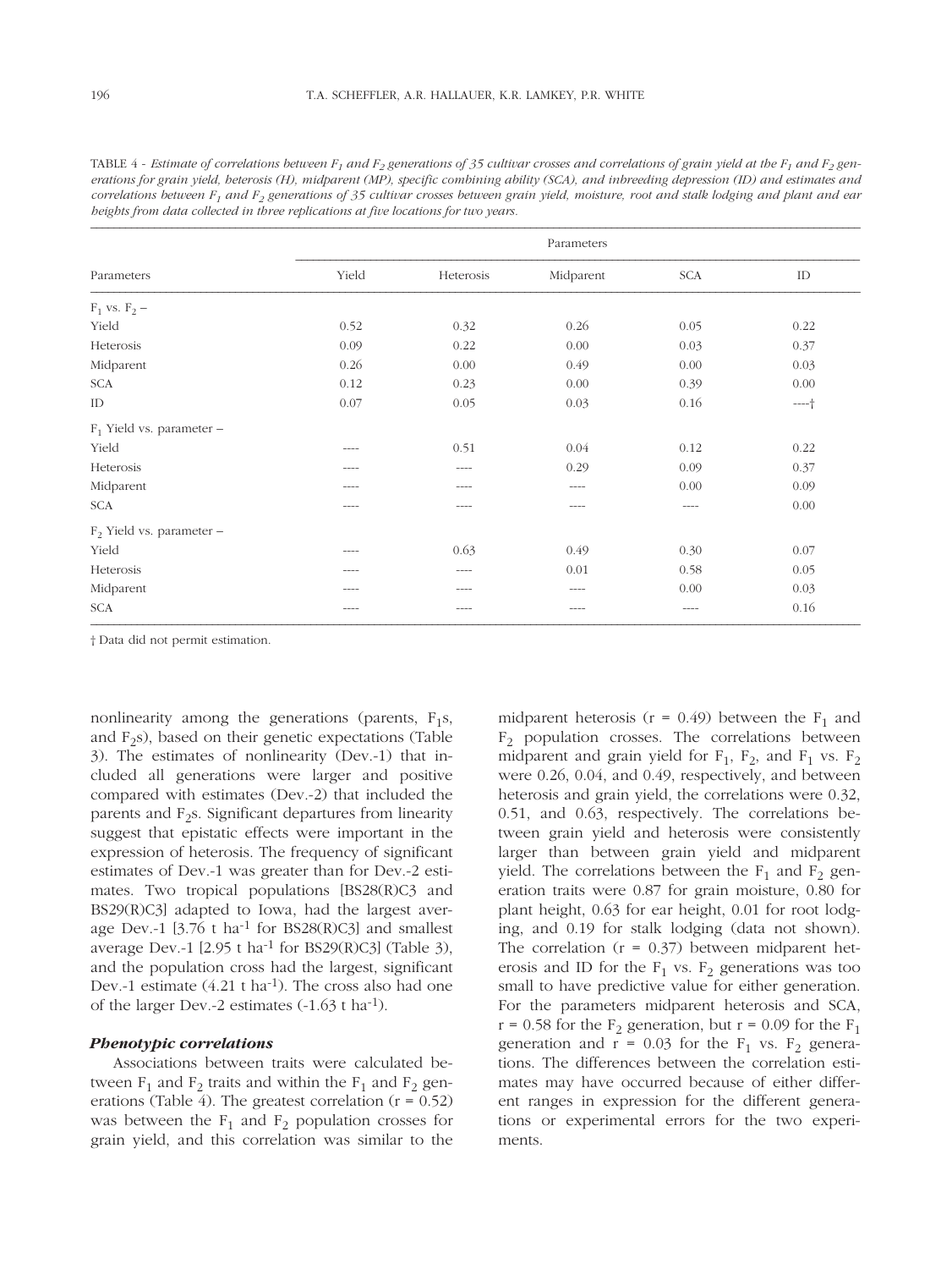TABLE 4 - *Estimate of correlations between $F_1$ and $F_2$ generations of 35 cultivar crosses and correlations of grain yield at the $F_1$ and $F_2$ generations for grain yield, heterosis (H), midparent (MP), specific combining ability (SCA), and inbreeding depression (ID) and estimates and correlations between $F_1$ and $F_2$ generations of 35 cultivar crosses between grain yield, moisture, root and stalk lodging and plant and ear heights from data collected in three replications at five locations for two years.*

| Parameters | Parameters | | | | |
|---|---|---|---|---|---|
| | Yield | Heterosis | Midparent | SCA | ID |
| $F_1$ vs. $F_2$ – | | | | | |
| Yield | 0.52 | 0.32 | 0.26 | 0.05 | 0.22 |
| Heterosis | 0.09 | 0.22 | 0.00 | 0.03 | 0.37 |
| Midparent | 0.26 | 0.00 | 0.49 | 0.00 | 0.03 |
| SCA | 0.12 | 0.23 | 0.00 | 0.39 | 0.00 |
| ID | 0.07 | 0.05 | 0.03 | 0.16 | ----† |
| $F_1$ Yield vs. parameter – | | | | | |
| Yield | ---- | 0.51 | 0.04 | 0.12 | 0.22 |
| Heterosis | ---- | ---- | 0.29 | 0.09 | 0.37 |
| Midparent | ---- | ---- | ---- | 0.00 | 0.09 |
| SCA | ---- | ---- | ---- | ---- | 0.00 |
| $F_2$ Yield vs. parameter – | | | | | |
| Yield | ---- | 0.63 | 0.49 | 0.30 | 0.07 |
| Heterosis | ---- | ---- | 0.01 | 0.58 | 0.05 |
| Midparent | ---- | ---- | ---- | 0.00 | 0.03 |
| SCA | ---- | ---- | ---- | ---- | 0.16 |

† Data did not permit estimation.

nonlinearity among the generations (parents, $F_1$s, and $F_2$s), based on their genetic expectations (Table 3). The estimates of nonlinearity (Dev.-1) that included all generations were larger and positive compared with estimates (Dev.-2) that included the parents and $F_2$s. Significant departures from linearity suggest that epistatic effects were important in the expression of heterosis. The frequency of significant estimates of Dev.-1 was greater than for Dev.-2 estimates. Two tropical populations [BS28(R)C3 and BS29(R)C3] adapted to Iowa, had the largest average Dev.-1 [3.76 t ha$^{-1}$ for BS28(R)C3] and smallest average Dev.-1 [2.95 t ha$^{-1}$ for BS29(R)C3] (Table 3), and the population cross had the largest, significant Dev.-1 estimate (4.21 t ha$^{-1}$). The cross also had one of the larger Dev.-2 estimates (-1.63 t ha$^{-1}$).

### *Phenotypic correlations*

Associations between traits were calculated between $F_1$ and $F_2$ traits and within the $F_1$ and $F_2$ generations (Table 4). The greatest correlation ($r = 0.52$) was between the $F_1$ and $F_2$ population crosses for grain yield, and this correlation was similar to the midparent heterosis ($r = 0.49$) between the $F_1$ and $F_2$ population crosses. The correlations between midparent and grain yield for $F_1$, $F_2$, and $F_1$ vs. $F_2$ were 0.26, 0.04, and 0.49, respectively, and between heterosis and grain yield, the correlations were 0.32, 0.51, and 0.63, respectively. The correlations between grain yield and heterosis were consistently larger than between grain yield and midparent yield. The correlations between the $F_1$ and $F_2$ generation traits were 0.87 for grain moisture, 0.80 for plant height, 0.63 for ear height, 0.01 for root lodging, and 0.19 for stalk lodging (data not shown). The correlation ($r = 0.37$) between midparent heterosis and ID for the $F_1$ vs. $F_2$ generations was too small to have predictive value for either generation. For the parameters midparent heterosis and SCA, $r = 0.58$ for the $F_2$ generation, but $r = 0.09$ for the $F_1$ generation and $r = 0.03$ for the $F_1$ vs. $F_2$ generations. The differences between the correlation estimates may have occurred because of either different ranges in expression for the different generations or experimental errors for the two experiments.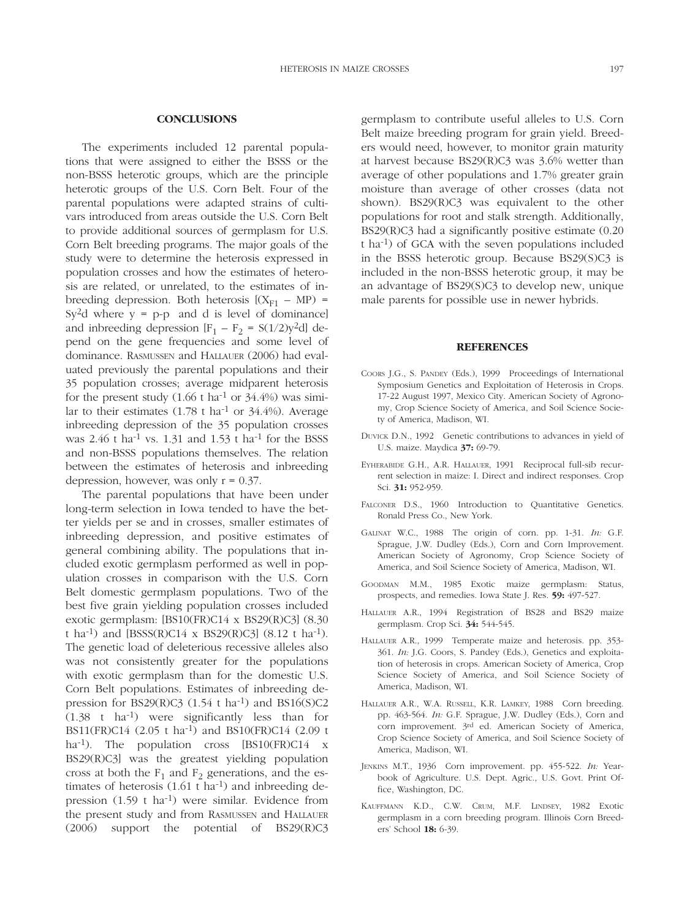## CONCLUSIONS

The experiments included 12 parental populations that were assigned to either the BSSS or the non-BSSS heterotic groups, which are the principle heterotic groups of the U.S. Corn Belt. Four of the parental populations were adapted strains of cultivars introduced from areas outside the U.S. Corn Belt to provide additional sources of germplasm for U.S. Corn Belt breeding programs. The major goals of the study were to determine the heterosis expressed in population crosses and how the estimates of heterosis are related, or unrelated, to the estimates of inbreeding depression. Both heterosis [$(X_{F1} - MP) = Sy^2d$ where y = p-p and d is level of dominance] and inbreeding depression [$F_1 - F_2 = S(1/2)y^2d$] depend on the gene frequencies and some level of dominance. Rasmussen and Hallauer (2006) had evaluated previously the parental populations and their 35 population crosses; average midparent heterosis for the present study (1.66 t ha$^{-1}$ or 34.4%) was similar to their estimates (1.78 t ha$^{-1}$ or 34.4%). Average inbreeding depression of the 35 population crosses was 2.46 t ha$^{-1}$ vs. 1.31 and 1.53 t ha$^{-1}$ for the BSSS and non-BSSS populations themselves. The relation between the estimates of heterosis and inbreeding depression, however, was only r = 0.37.

The parental populations that have been under long-term selection in Iowa tended to have the better yields per se and in crosses, smaller estimates of inbreeding depression, and positive estimates of general combining ability. The populations that included exotic germplasm performed as well in population crosses in comparison with the U.S. Corn Belt domestic germplasm populations. Two of the best five grain yielding population crosses included exotic germplasm: [BS10(FR)C14 x BS29(R)C3] (8.30 t ha$^{-1}$) and [BSSS(R)C14 x BS29(R)C3] (8.12 t ha$^{-1}$). The genetic load of deleterious recessive alleles also was not consistently greater for the populations with exotic germplasm than for the domestic U.S. Corn Belt populations. Estimates of inbreeding depression for BS29(R)C3 (1.54 t ha$^{-1}$) and BS16(S)C2 (1.38 t ha$^{-1}$) were significantly less than for BS11(FR)C14 (2.05 t ha$^{-1}$) and BS10(FR)C14 (2.09 t ha$^{-1}$). The population cross [BS10(FR)C14 x BS29(R)C3] was the greatest yielding population cross at both the $F_1$ and $F_2$ generations, and the estimates of heterosis (1.61 t ha$^{-1}$) and inbreeding depression (1.59 t ha$^{-1}$) were similar. Evidence from the present study and from Rasmussen and Hallauer (2006) support the potential of BS29(R)C3 germplasm to contribute useful alleles to U.S. Corn Belt maize breeding program for grain yield. Breeders would need, however, to monitor grain maturity at harvest because BS29(R)C3 was 3.6% wetter than average of other populations and 1.7% greater grain moisture than average of other crosses (data not shown). BS29(R)C3 was equivalent to the other populations for root and stalk strength. Additionally, BS29(R)C3 had a significantly positive estimate (0.20 t ha$^{-1}$) of GCA with the seven populations included in the BSSS heterotic group. Because BS29(S)C3 is included in the non-BSSS heterotic group, it may be an advantage of BS29(S)C3 to develop new, unique male parents for possible use in newer hybrids.

## REFERENCES

Coors J.G., S. Pandey (Eds.), 1999 Proceedings of International Symposium Genetics and Exploitation of Heterosis in Crops. 17-22 August 1997, Mexico City. American Society of Agronomy, Crop Science Society of America, and Soil Science Society of America, Madison, WI.

Duvick D.N., 1992 Genetic contributions to advances in yield of U.S. maize. Maydica **37:** 69-79.

Eyherabide G.H., A.R. Hallauer, 1991 Reciprocal full-sib recurrent selection in maize: I. Direct and indirect responses. Crop Sci. **31:** 952-959.

Falconer D.S., 1960 Introduction to Quantitative Genetics. Ronald Press Co., New York.

Galinat W.C., 1988 The origin of corn. pp. 1-31. *In:* G.F. Sprague, J.W. Dudley (Eds.), Corn and Corn Improvement. American Society of Agronomy, Crop Science Society of America, and Soil Science Society of America, Madison, WI.

Goodman M.M., 1985 Exotic maize germplasm: Status, prospects, and remedies. Iowa State J. Res. **59:** 497-527.

Hallauer A.R., 1994 Registration of BS28 and BS29 maize germplasm. Crop Sci. **34:** 544-545.

Hallauer A.R., 1999 Temperate maize and heterosis. pp. 353-361. *In:* J.G. Coors, S. Pandey (Eds.), Genetics and exploitation of heterosis in crops. American Society of America, Crop Science Society of America, and Soil Science Society of America, Madison, WI.

Hallauer A.R., W.A. Russell, K.R. Lamkey, 1988 Corn breeding. pp. 463-564. *In:* G.F. Sprague, J.W. Dudley (Eds.), Corn and corn improvement. 3rd ed. American Society of America, Crop Science Society of America, and Soil Science Society of America, Madison, WI.

Jenkins M.T., 1936 Corn improvement. pp. 455-522. *In:* Yearbook of Agriculture. U.S. Dept. Agric., U.S. Govt. Print Office, Washington, DC.

Kauffmann K.D., C.W. Crum, M.F. Lindsey, 1982 Exotic germplasm in a corn breeding program. Illinois Corn Breeders' School **18:** 6-39.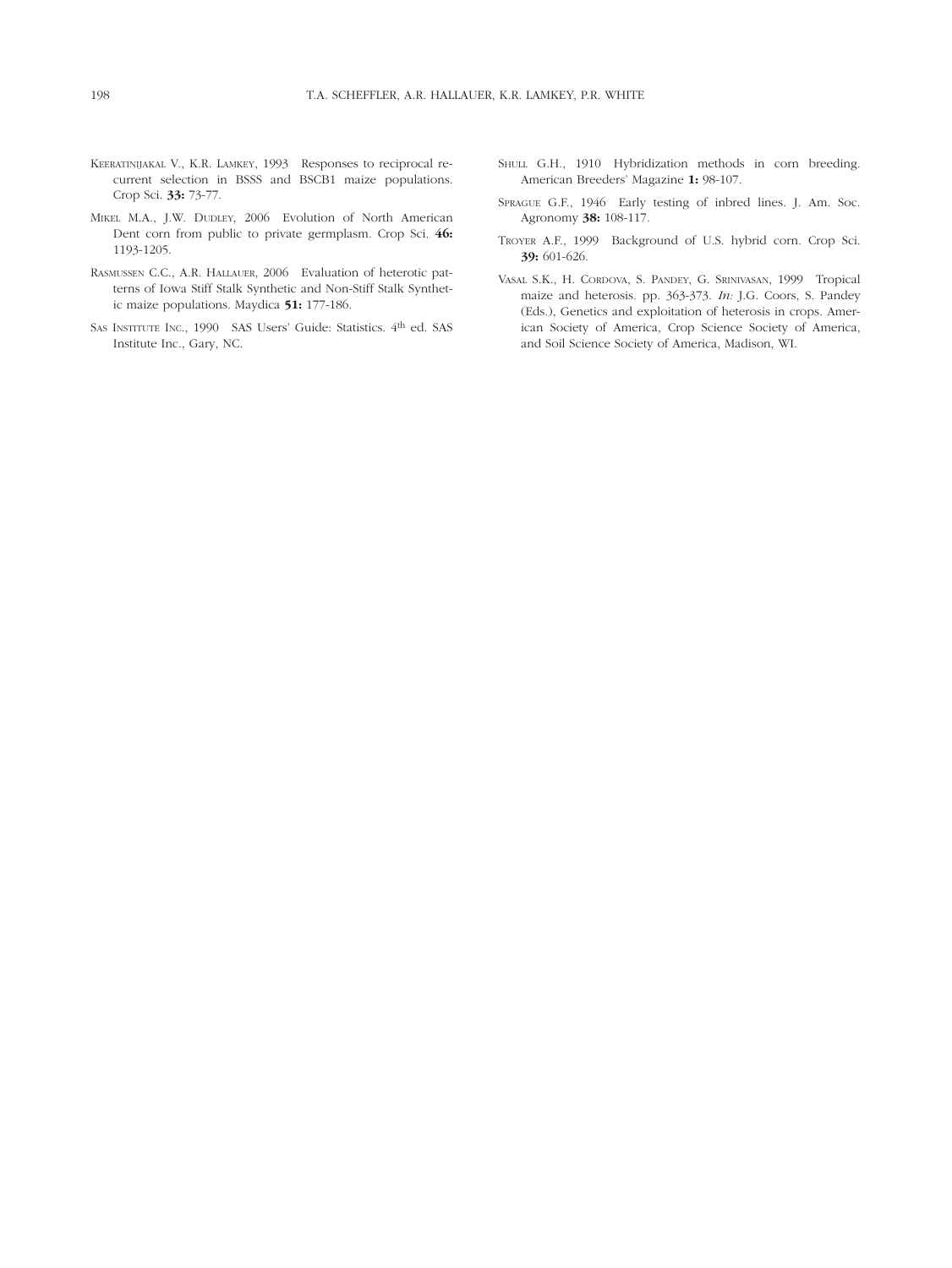Keeratinijakal V., K.R. Lamkey, 1993 Responses to reciprocal recurrent selection in BSSS and BSCB1 maize populations. Crop Sci. **33:** 73-77.

Mikel M.A., J.W. Dudley, 2006 Evolution of North American Dent corn from public to private germplasm. Crop Sci. **46:** 1193-1205.

Rasmussen C.C., A.R. Hallauer, 2006 Evaluation of heterotic patterns of Iowa Stiff Stalk Synthetic and Non-Stiff Stalk Synthetic maize populations. Maydica **51:** 177-186.

SAS Institute Inc., 1990 SAS Users' Guide: Statistics. 4th ed. SAS Institute Inc., Gary, NC.

Shull G.H., 1910 Hybridization methods in corn breeding. American Breeders' Magazine **1:** 98-107.

Sprague G.F., 1946 Early testing of inbred lines. J. Am. Soc. Agronomy **38:** 108-117.

Troyer A.F., 1999 Background of U.S. hybrid corn. Crop Sci. **39:** 601-626.

Vasal S.K., H. Cordova, S. Pandey, G. Srinivasan, 1999 Tropical maize and heterosis. pp. 363-373. *In:* J.G. Coors, S. Pandey (Eds.), Genetics and exploitation of heterosis in crops. American Society of America, Crop Science Society of America, and Soil Science Society of America, Madison, WI.